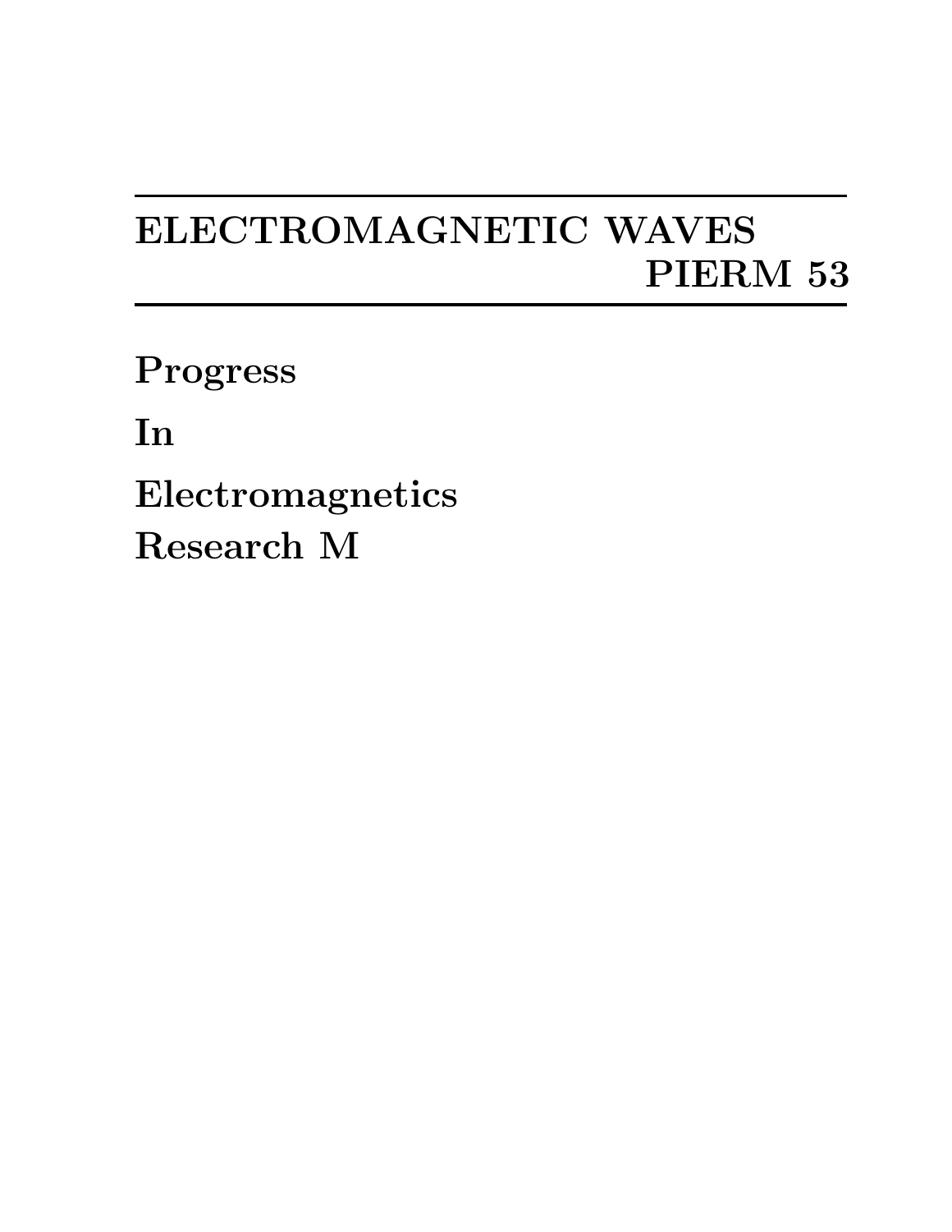# ELECTROMAGNETIC WAVES
# PIERM 53

**Progress**

**In**

**Electromagnetics**
**Research M**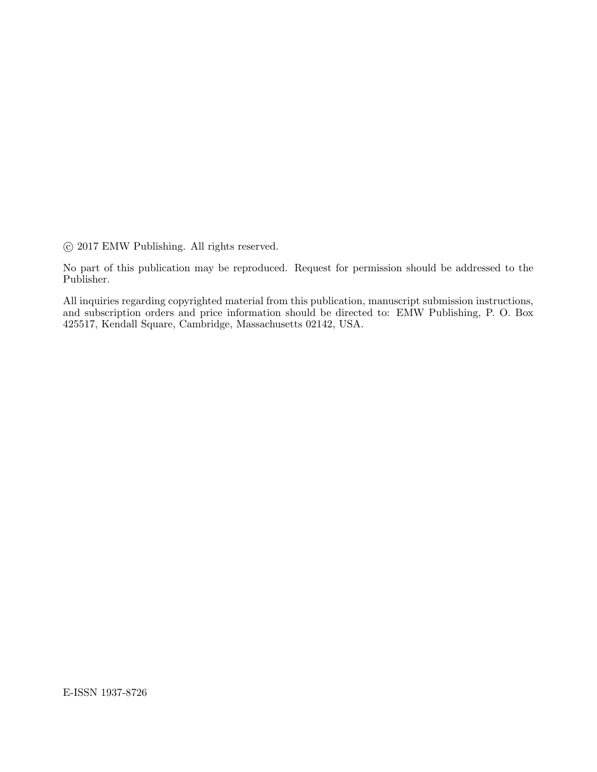© 2017 EMW Publishing. All rights reserved.

No part of this publication may be reproduced. Request for permission should be addressed to the Publisher.

All inquiries regarding copyrighted material from this publication, manuscript submission instructions, and subscription orders and price information should be directed to: EMW Publishing, P. O. Box 425517, Kendall Square, Cambridge, Massachusetts 02142, USA.

E-ISSN 1937-8726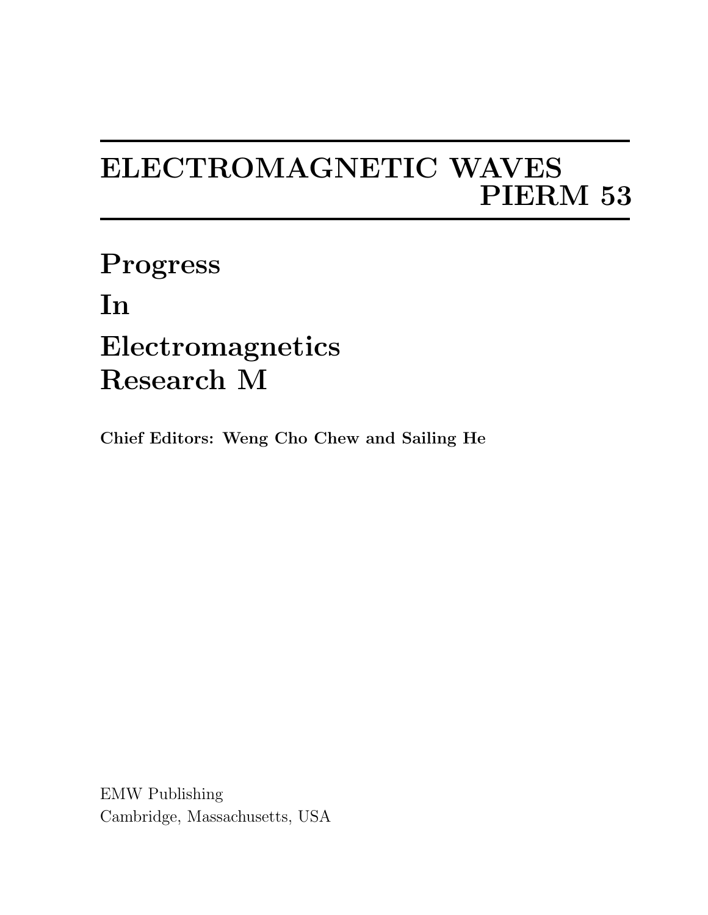# ELECTROMAGNETIC WAVES
# PIERM 53

## Progress
## In
## Electromagnetics
## Research M

**Chief Editors: Weng Cho Chew and Sailing He**

EMW Publishing
Cambridge, Massachusetts, USA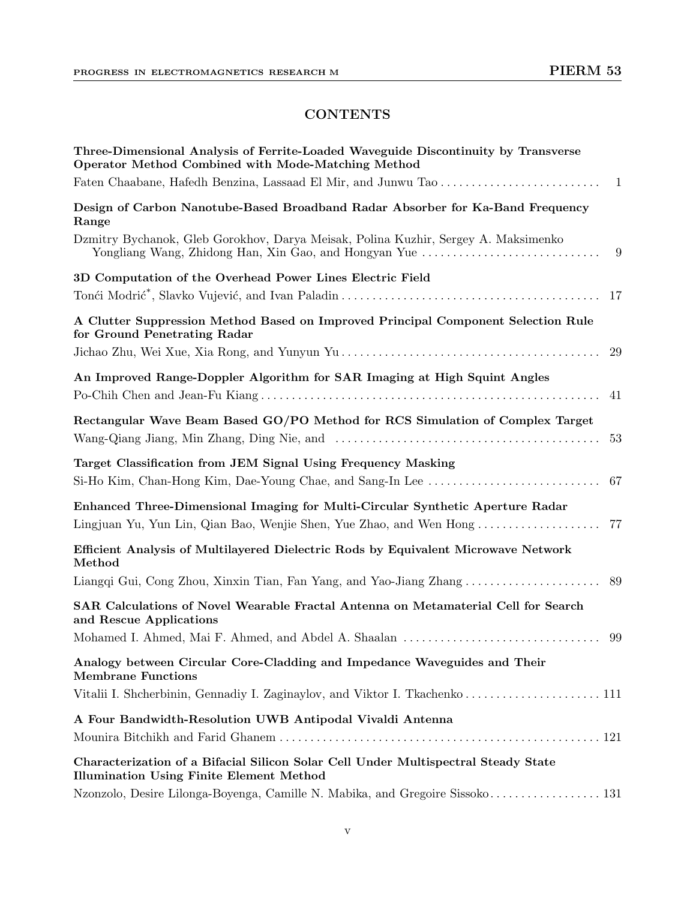## CONTENTS

**Three-Dimensional Analysis of Ferrite-Loaded Waveguide Discontinuity by Transverse Operator Method Combined with Mode-Matching Method**
Faten Chaabane, Hafedh Benzina, Lassaad El Mir, and Junwu Tao . . . 1

**Design of Carbon Nanotube-Based Broadband Radar Absorber for Ka-Band Frequency Range**
Dzmitry Bychanok, Gleb Gorokhov, Darya Meisak, Polina Kuzhir, Sergey A. Maksimenko Yongliang Wang, Zhidong Han, Xin Gao, and Hongyan Yue . . . 9

**3D Computation of the Overhead Power Lines Electric Field**
Tonći Modrić*, Slavko Vujević, and Ivan Paladin . . . 17

**A Clutter Suppression Method Based on Improved Principal Component Selection Rule for Ground Penetrating Radar**
Jichao Zhu, Wei Xue, Xia Rong, and Yunyun Yu . . . 29

**An Improved Range-Doppler Algorithm for SAR Imaging at High Squint Angles**
Po-Chih Chen and Jean-Fu Kiang . . . 41

**Rectangular Wave Beam Based GO/PO Method for RCS Simulation of Complex Target**
Wang-Qiang Jiang, Min Zhang, Ding Nie, and . . . 53

**Target Classification from JEM Signal Using Frequency Masking**
Si-Ho Kim, Chan-Hong Kim, Dae-Young Chae, and Sang-In Lee . . . 67

**Enhanced Three-Dimensional Imaging for Multi-Circular Synthetic Aperture Radar**
Lingjuan Yu, Yun Lin, Qian Bao, Wenjie Shen, Yue Zhao, and Wen Hong . . . 77

**Efficient Analysis of Multilayered Dielectric Rods by Equivalent Microwave Network Method**
Liangqi Gui, Cong Zhou, Xinxin Tian, Fan Yang, and Yao-Jiang Zhang . . . 89

**SAR Calculations of Novel Wearable Fractal Antenna on Metamaterial Cell for Search and Rescue Applications**
Mohamed I. Ahmed, Mai F. Ahmed, and Abdel A. Shaalan . . . 99

**Analogy between Circular Core-Cladding and Impedance Waveguides and Their Membrane Functions**
Vitalii I. Shcherbinin, Gennadiy I. Zaginaylov, and Viktor I. Tkachenko . . . 111

**A Four Bandwidth-Resolution UWB Antipodal Vivaldi Antenna**
Mounira Bitchikh and Farid Ghanem . . . 121

**Characterization of a Bifacial Silicon Solar Cell Under Multispectral Steady State Illumination Using Finite Element Method**
Nzonzolo, Desire Lilonga-Boyenga, Camille N. Mabika, and Gregoire Sissoko . . . 131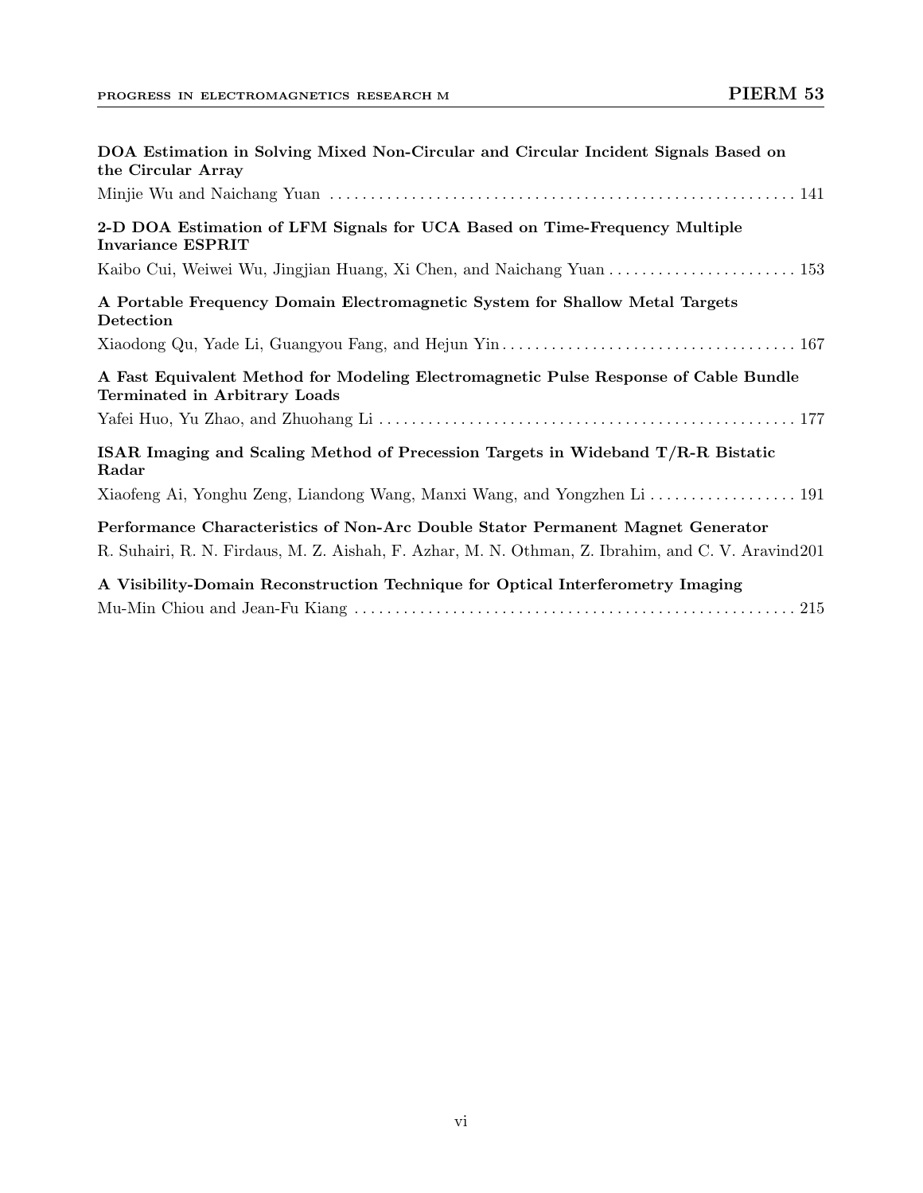**DOA Estimation in Solving Mixed Non-Circular and Circular Incident Signals Based on the Circular Array**

Minjie Wu and Naichang Yuan . . . . . . . . . . . . . . . . . . . . . . . . . . . . . . . . . . . . . . . . . . . . . . . . . . . . . . . . 141

**2-D DOA Estimation of LFM Signals for UCA Based on Time-Frequency Multiple Invariance ESPRIT**

Kaibo Cui, Weiwei Wu, Jingjian Huang, Xi Chen, and Naichang Yuan . . . . . . . . . . . . . . . . . . . . . . . 153

**A Portable Frequency Domain Electromagnetic System for Shallow Metal Targets Detection**

Xiaodong Qu, Yade Li, Guangyou Fang, and Hejun Yin . . . . . . . . . . . . . . . . . . . . . . . . . . . . . . . . . . . . 167

**A Fast Equivalent Method for Modeling Electromagnetic Pulse Response of Cable Bundle Terminated in Arbitrary Loads**

Yafei Huo, Yu Zhao, and Zhuohang Li . . . . . . . . . . . . . . . . . . . . . . . . . . . . . . . . . . . . . . . . . . . . . . . . . . . 177

**ISAR Imaging and Scaling Method of Precession Targets in Wideband T/R-R Bistatic Radar**

Xiaofeng Ai, Yonghu Zeng, Liandong Wang, Manxi Wang, and Yongzhen Li . . . . . . . . . . . . . . . . . . 191

**Performance Characteristics of Non-Arc Double Stator Permanent Magnet Generator**

R. Suhairi, R. N. Firdaus, M. Z. Aishah, F. Azhar, M. N. Othman, Z. Ibrahim, and C. V. Aravind 201

**A Visibility-Domain Reconstruction Technique for Optical Interferometry Imaging**

Mu-Min Chiou and Jean-Fu Kiang . . . . . . . . . . . . . . . . . . . . . . . . . . . . . . . . . . . . . . . . . . . . . . . . . . . . . 215